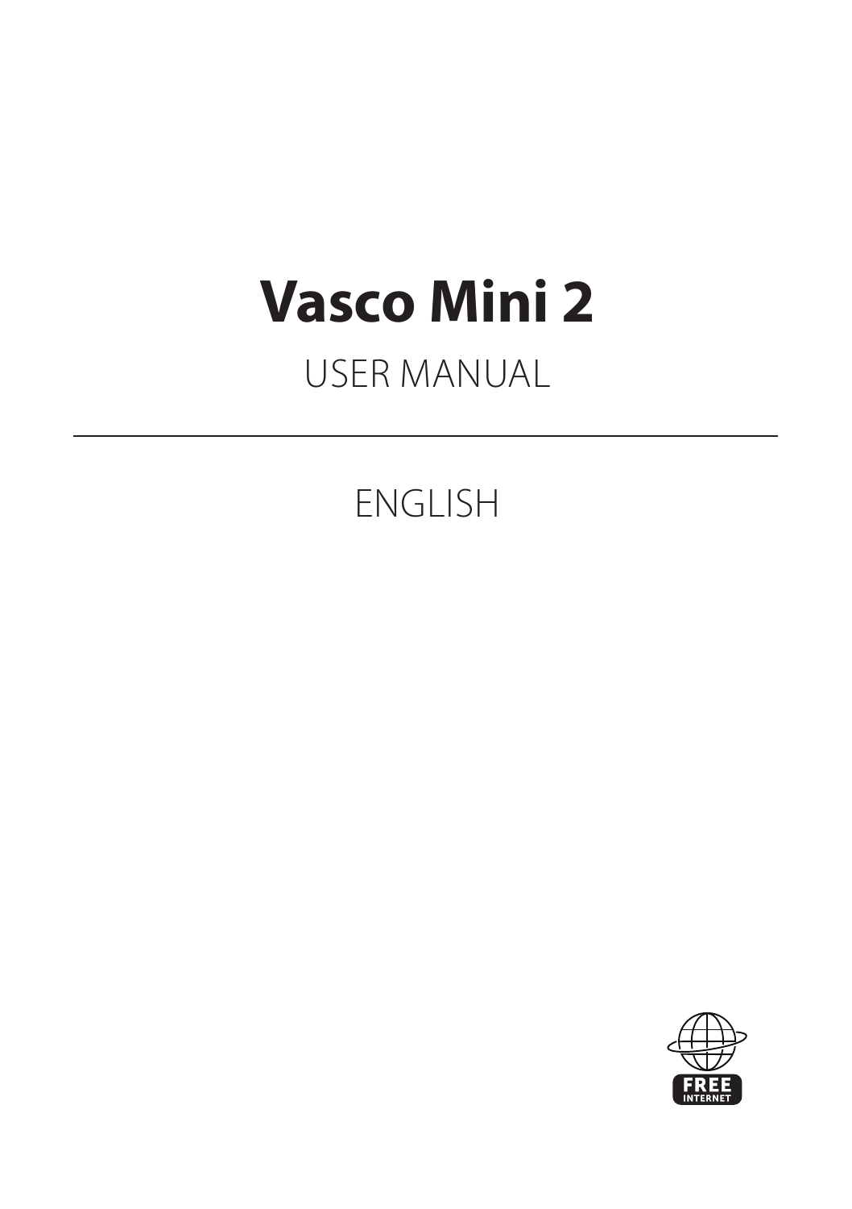# Vasco Mini 2

USER MANUAL

---

ENGLISH

FREE INTERNET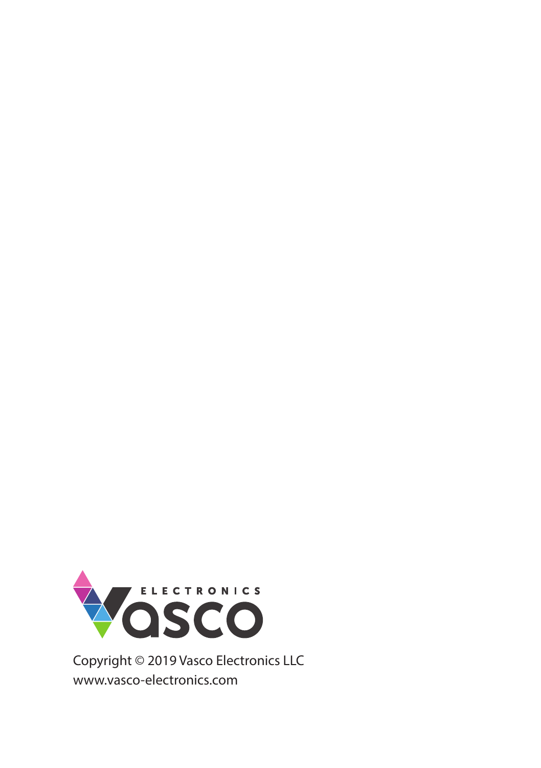ELECTRONICS
Vasco

Copyright © 2019 Vasco Electronics LLC
www.vasco-electronics.com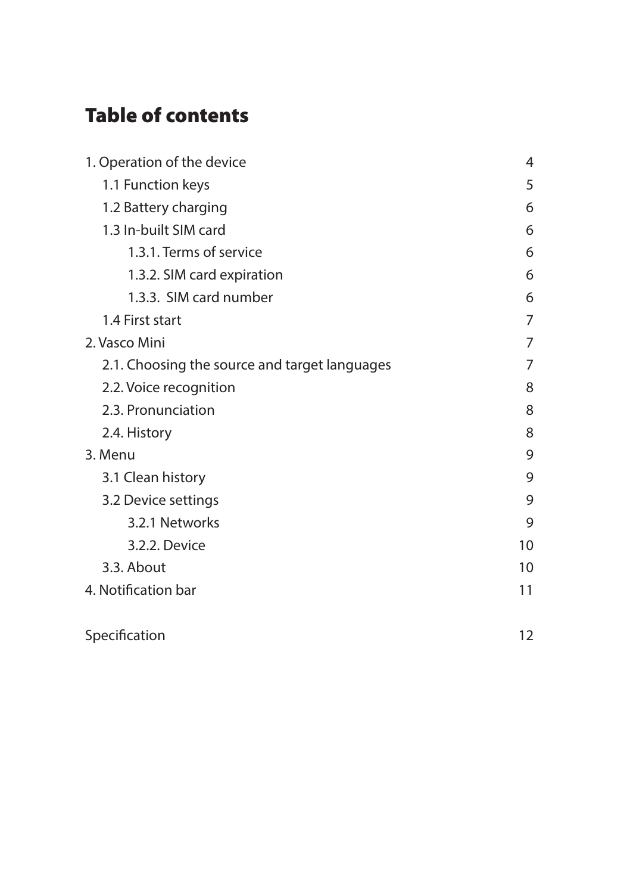# Table of contents

| | |
|---|---|
| 1. Operation of the device | 4 |
| 1.1 Function keys | 5 |
| 1.2 Battery charging | 6 |
| 1.3 In-built SIM card | 6 |
| 1.3.1. Terms of service | 6 |
| 1.3.2. SIM card expiration | 6 |
| 1.3.3. SIM card number | 6 |
| 1.4 First start | 7 |
| 2. Vasco Mini | 7 |
| 2.1. Choosing the source and target languages | 7 |
| 2.2. Voice recognition | 8 |
| 2.3. Pronunciation | 8 |
| 2.4. History | 8 |
| 3. Menu | 9 |
| 3.1 Clean history | 9 |
| 3.2 Device settings | 9 |
| 3.2.1 Networks | 9 |
| 3.2.2. Device | 10 |
| 3.3. About | 10 |
| 4. Notification bar | 11 |
| Specification | 12 |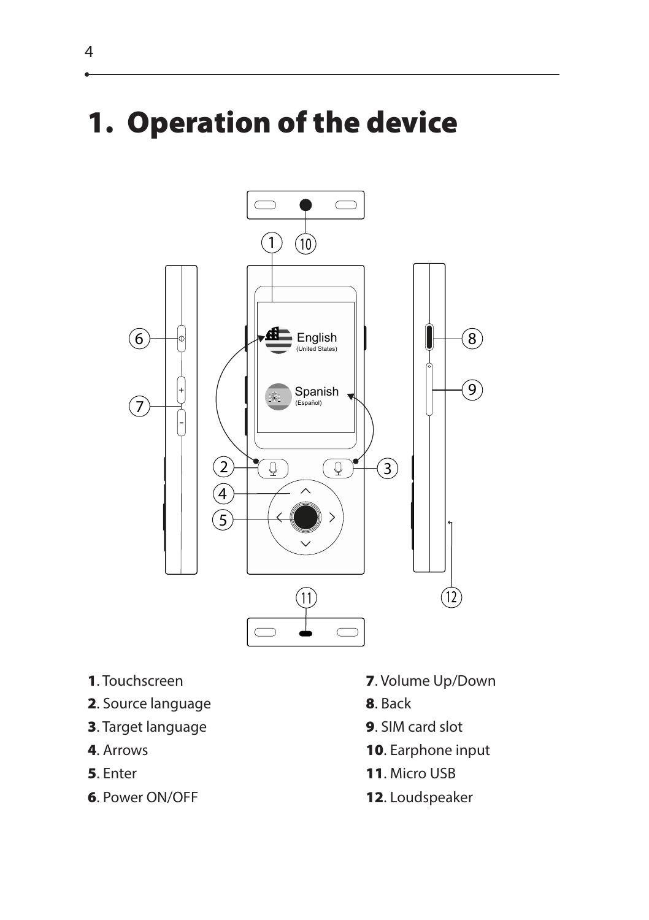# 1. Operation of the device

**1**. Touchscreen

**2**. Source language

**3**. Target language

**4**. Arrows

**5**. Enter

**6**. Power ON/OFF

**7**. Volume Up/Down

**8**. Back

**9**. SIM card slot

**10**. Earphone input

**11**. Micro USB

**12**. Loudspeaker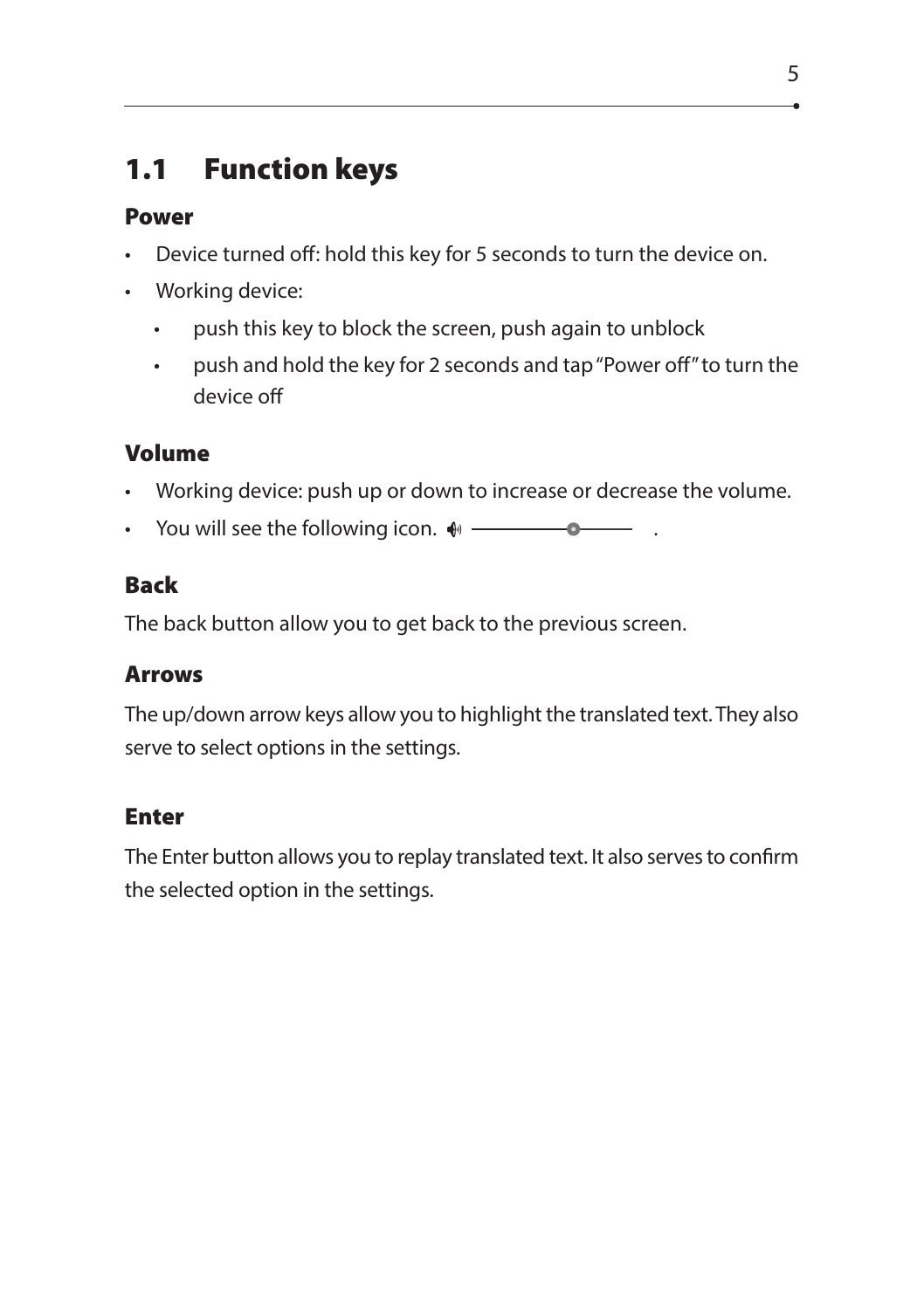## 1.1 Function keys

### Power

- Device turned off: hold this key for 5 seconds to turn the device on.
- Working device:
  - push this key to block the screen, push again to unblock
  - push and hold the key for 2 seconds and tap "Power off" to turn the device off

### Volume

- Working device: push up or down to increase or decrease the volume.
- You will see the following icon.  .

### Back

The back button allow you to get back to the previous screen.

### Arrows

The up/down arrow keys allow you to highlight the translated text. They also serve to select options in the settings.

### Enter

The Enter button allows you to replay translated text. It also serves to confirm the selected option in the settings.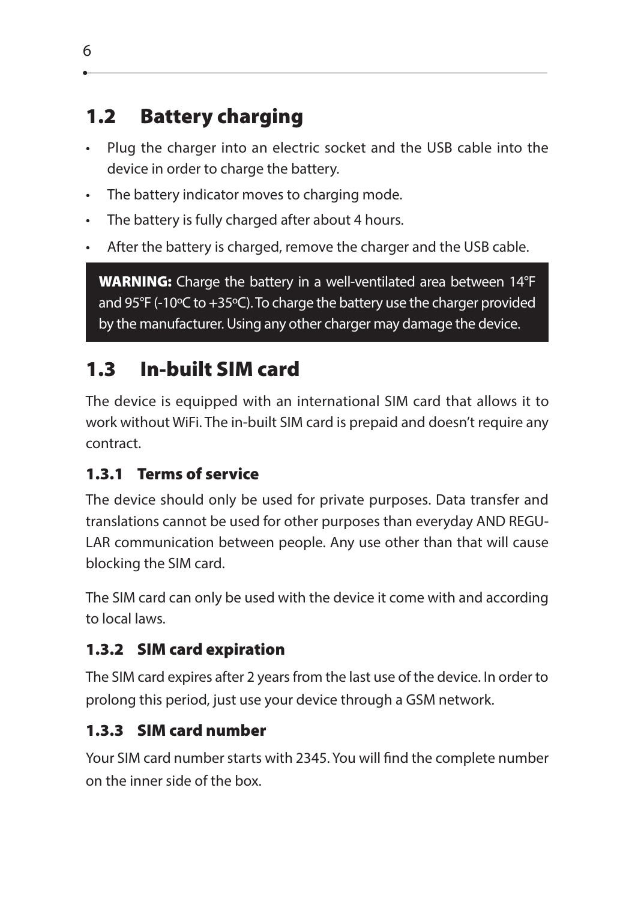## 1.2 Battery charging

- Plug the charger into an electric socket and the USB cable into the device in order to charge the battery.
- The battery indicator moves to charging mode.
- The battery is fully charged after about 4 hours.
- After the battery is charged, remove the charger and the USB cable.

> **WARNING:** Charge the battery in a well-ventilated area between 14°F and 95°F (-10ºC to +35ºC). To charge the battery use the charger provided by the manufacturer. Using any other charger may damage the device.

## 1.3 In-built SIM card

The device is equipped with an international SIM card that allows it to work without WiFi. The in-built SIM card is prepaid and doesn't require any contract.

### 1.3.1 Terms of service

The device should only be used for private purposes. Data transfer and translations cannot be used for other purposes than everyday AND REGULAR communication between people. Any use other than that will cause blocking the SIM card.

The SIM card can only be used with the device it come with and according to local laws.

### 1.3.2 SIM card expiration

The SIM card expires after 2 years from the last use of the device. In order to prolong this period, just use your device through a GSM network.

### 1.3.3 SIM card number

Your SIM card number starts with 2345. You will find the complete number on the inner side of the box.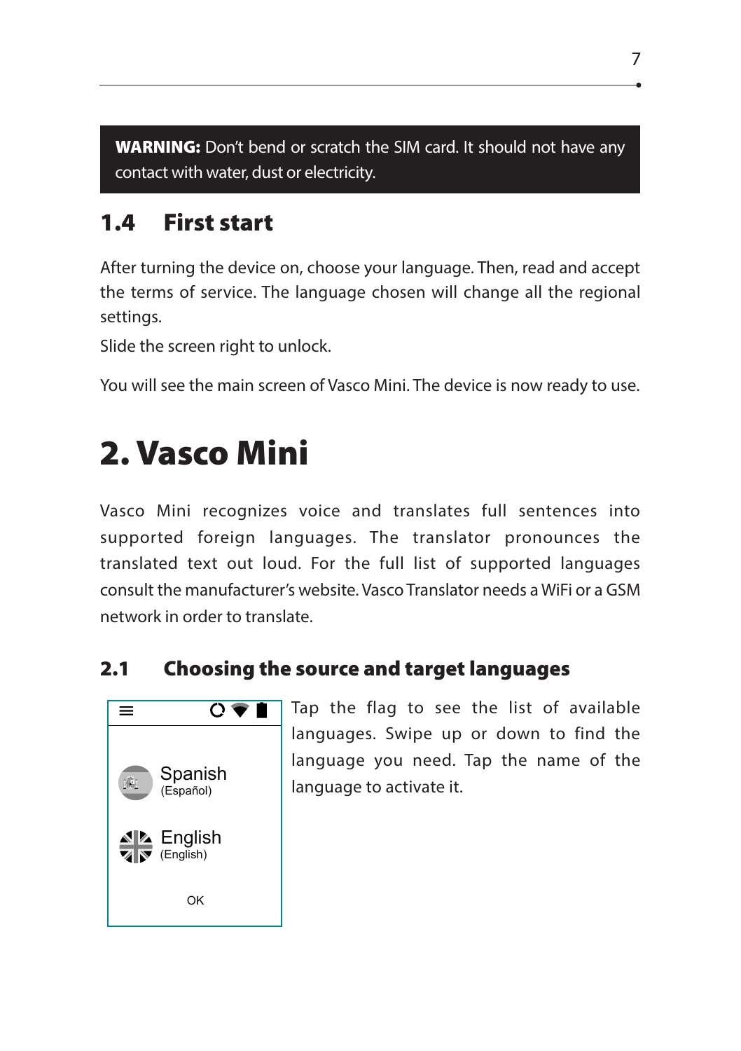**WARNING:** Don't bend or scratch the SIM card. It should not have any contact with water, dust or electricity.

## 1.4 First start

After turning the device on, choose your language. Then, read and accept the terms of service. The language chosen will change all the regional settings.

Slide the screen right to unlock.

You will see the main screen of Vasco Mini. The device is now ready to use.

# 2. Vasco Mini

Vasco Mini recognizes voice and translates full sentences into supported foreign languages. The translator pronounces the translated text out loud. For the full list of supported languages consult the manufacturer's website. Vasco Translator needs a WiFi or a GSM network in order to translate.

## 2.1 Choosing the source and target languages

Spanish
(Español)

English
(English)

OK

Tap the flag to see the list of available languages. Swipe up or down to find the language you need. Tap the name of the language to activate it.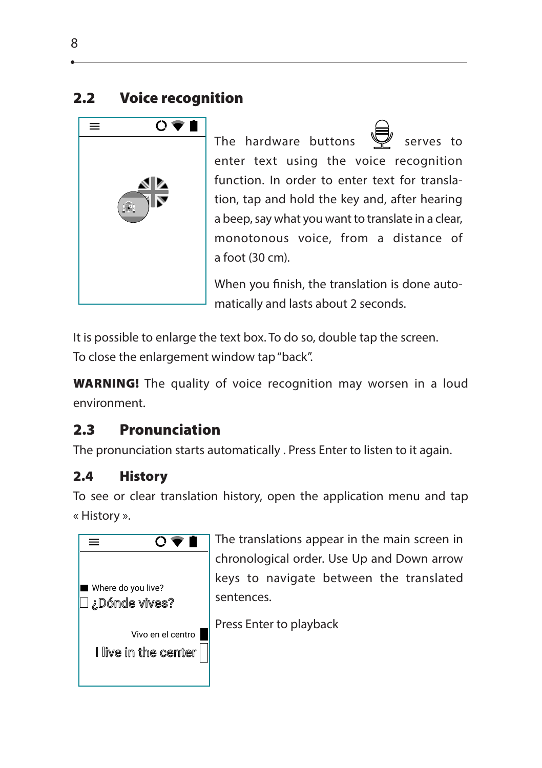## 2.2 Voice recognition

The hardware buttons serves to enter text using the voice recognition function. In order to enter text for translation, tap and hold the key and, after hearing a beep, say what you want to translate in a clear, monotonous voice, from a distance of a foot (30 cm).

When you finish, the translation is done automatically and lasts about 2 seconds.

It is possible to enlarge the text box. To do so, double tap the screen.
To close the enlargement window tap "back".

**WARNING!** The quality of voice recognition may worsen in a loud environment.

## 2.3 Pronunciation

The pronunciation starts automatically . Press Enter to listen to it again.

## 2.4 History

To see or clear translation history, open the application menu and tap « History ».

The translations appear in the main screen in chronological order. Use Up and Down arrow keys to navigate between the translated sentences.

Press Enter to playback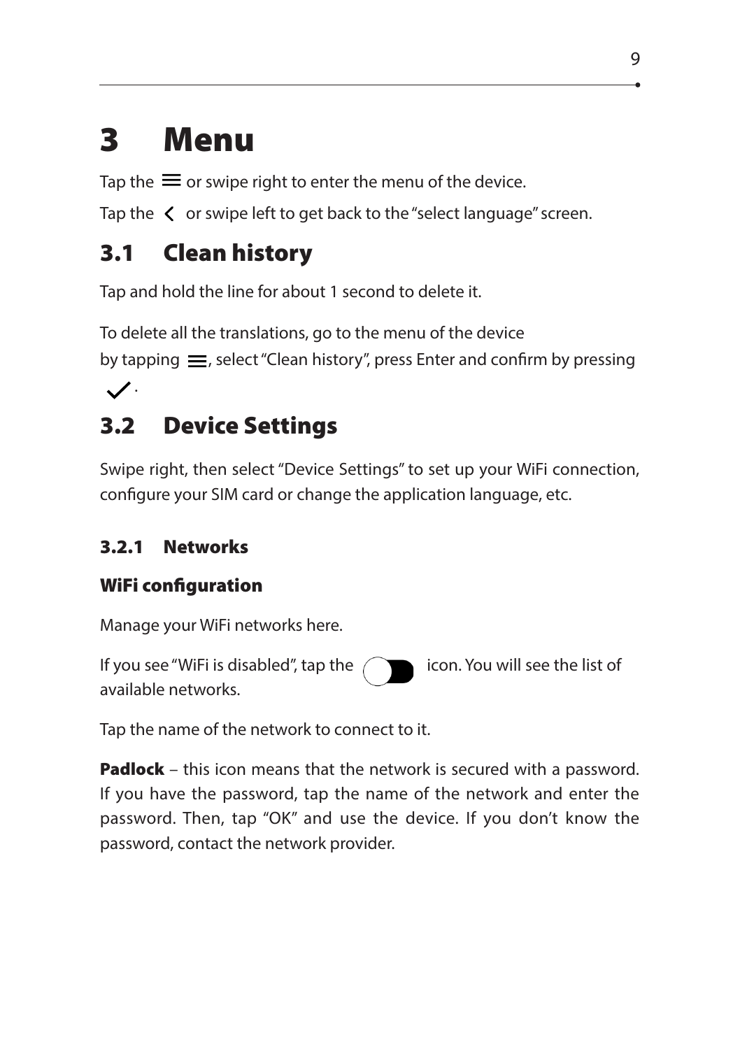# 3 Menu

Tap the ≡ or swipe right to enter the menu of the device.

Tap the < or swipe left to get back to the "select language" screen.

## 3.1 Clean history

Tap and hold the line for about 1 second to delete it.

To delete all the translations, go to the menu of the device by tapping ≡, select "Clean history", press Enter and confirm by pressing ✓.

## 3.2 Device Settings

Swipe right, then select "Device Settings" to set up your WiFi connection, configure your SIM card or change the application language, etc.

### 3.2.1 Networks

**WiFi configuration**

Manage your WiFi networks here.

If you see "WiFi is disabled", tap the icon. You will see the list of available networks.

Tap the name of the network to connect to it.

**Padlock** – this icon means that the network is secured with a password. If you have the password, tap the name of the network and enter the password. Then, tap "OK" and use the device. If you don't know the password, contact the network provider.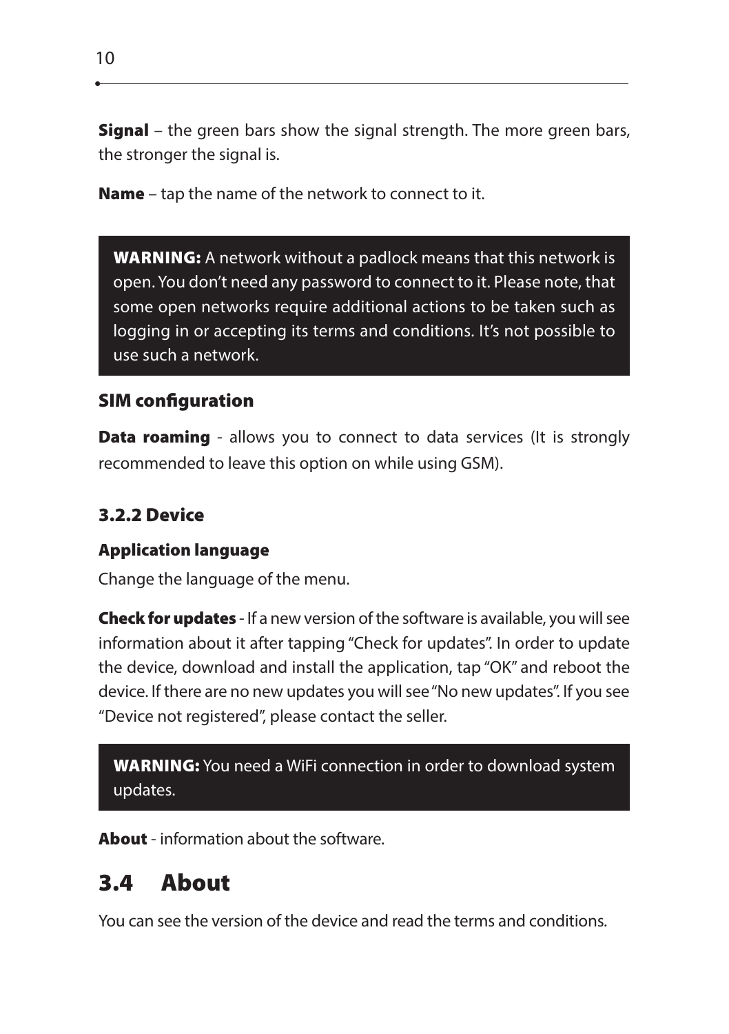**Signal** – the green bars show the signal strength. The more green bars, the stronger the signal is.

**Name** – tap the name of the network to connect to it.

> **WARNING:** A network without a padlock means that this network is open. You don't need any password to connect to it. Please note, that some open networks require additional actions to be taken such as logging in or accepting its terms and conditions. It's not possible to use such a network.

### SIM configuration

**Data roaming** - allows you to connect to data services (It is strongly recommended to leave this option on while using GSM).

### 3.2.2 Device

#### Application language

Change the language of the menu.

**Check for updates** - If a new version of the software is available, you will see information about it after tapping "Check for updates". In order to update the device, download and install the application, tap "OK" and reboot the device. If there are no new updates you will see "No new updates". If you see "Device not registered", please contact the seller.

> **WARNING:** You need a WiFi connection in order to download system updates.

**About** - information about the software.

## 3.4 About

You can see the version of the device and read the terms and conditions.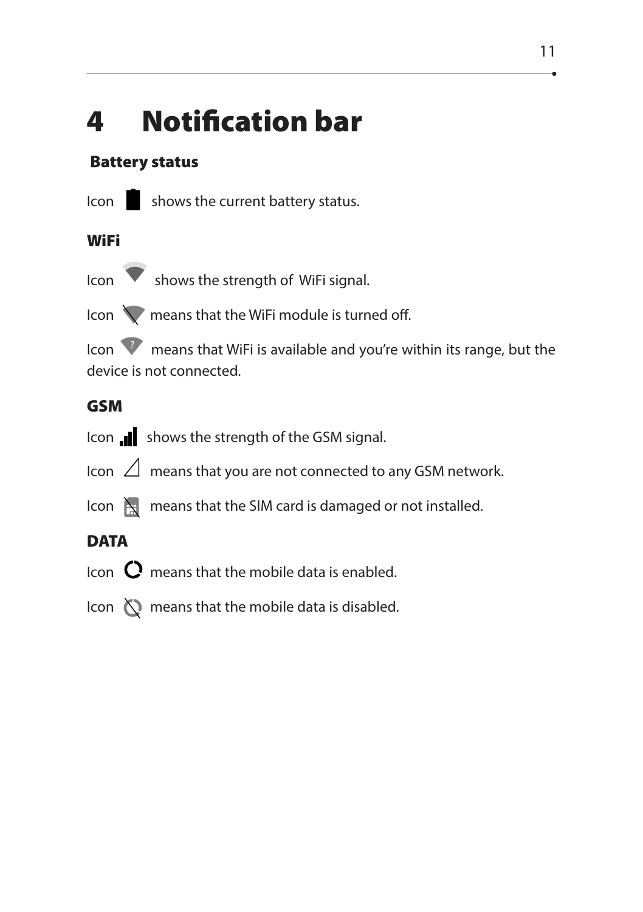# 4 Notification bar

## Battery status

Icon shows the current battery status.

## WiFi

Icon shows the strength of WiFi signal.

Icon means that the WiFi module is turned off.

Icon means that WiFi is available and you're within its range, but the device is not connected.

## GSM

Icon shows the strength of the GSM signal.

Icon means that you are not connected to any GSM network.

Icon means that the SIM card is damaged or not installed.

## DATA

Icon means that the mobile data is enabled.

Icon means that the mobile data is disabled.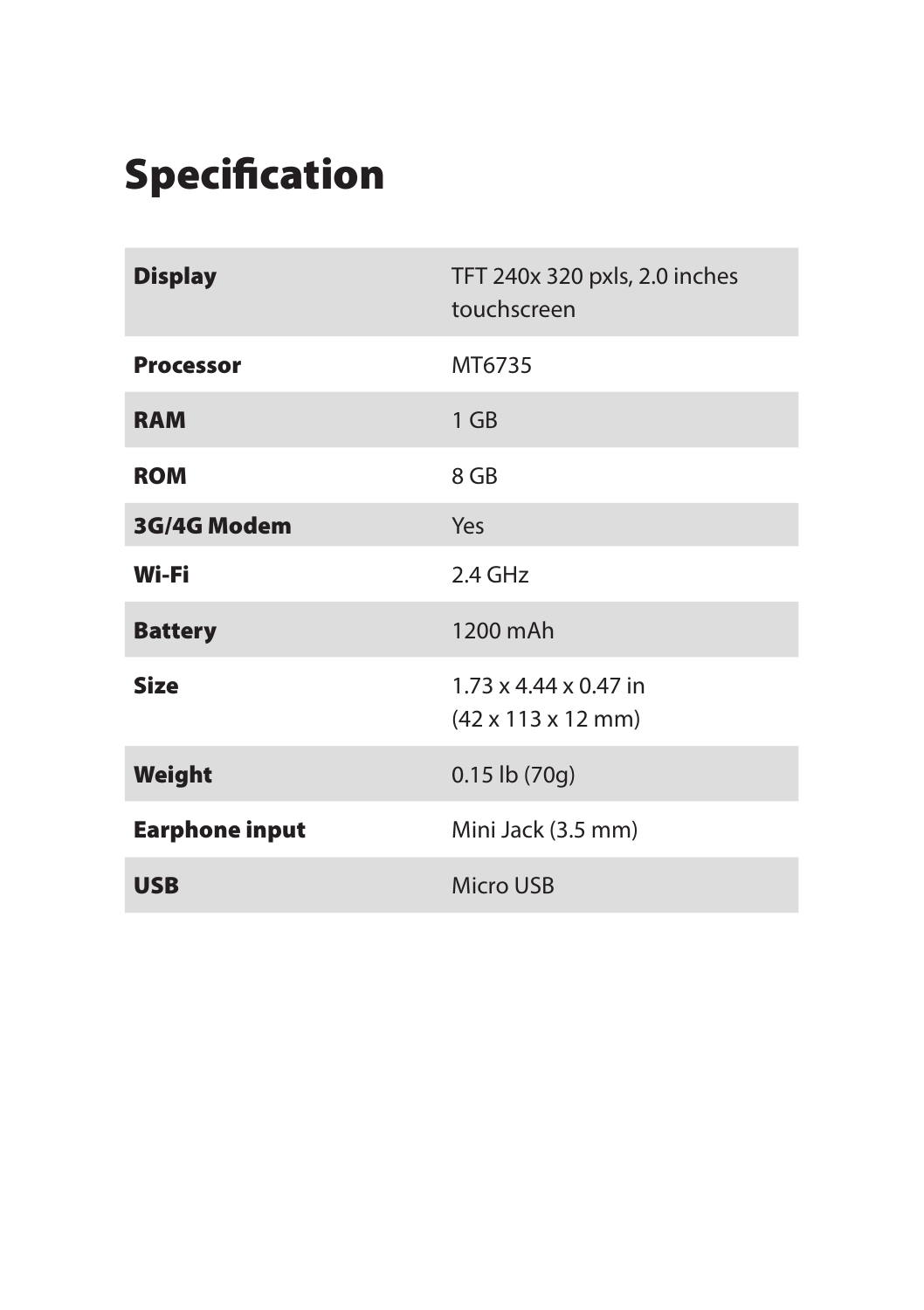# Specification

| | |
|---|---|
| **Display** | TFT 240x 320 pxls, 2.0 inches touchscreen |
| **Processor** | MT6735 |
| **RAM** | 1 GB |
| **ROM** | 8 GB |
| **3G/4G Modem** | Yes |
| **Wi-Fi** | 2.4 GHz |
| **Battery** | 1200 mAh |
| **Size** | 1.73 x 4.44 x 0.47 in (42 x 113 x 12 mm) |
| **Weight** | 0.15 lb (70g) |
| **Earphone input** | Mini Jack (3.5 mm) |
| **USB** | Micro USB |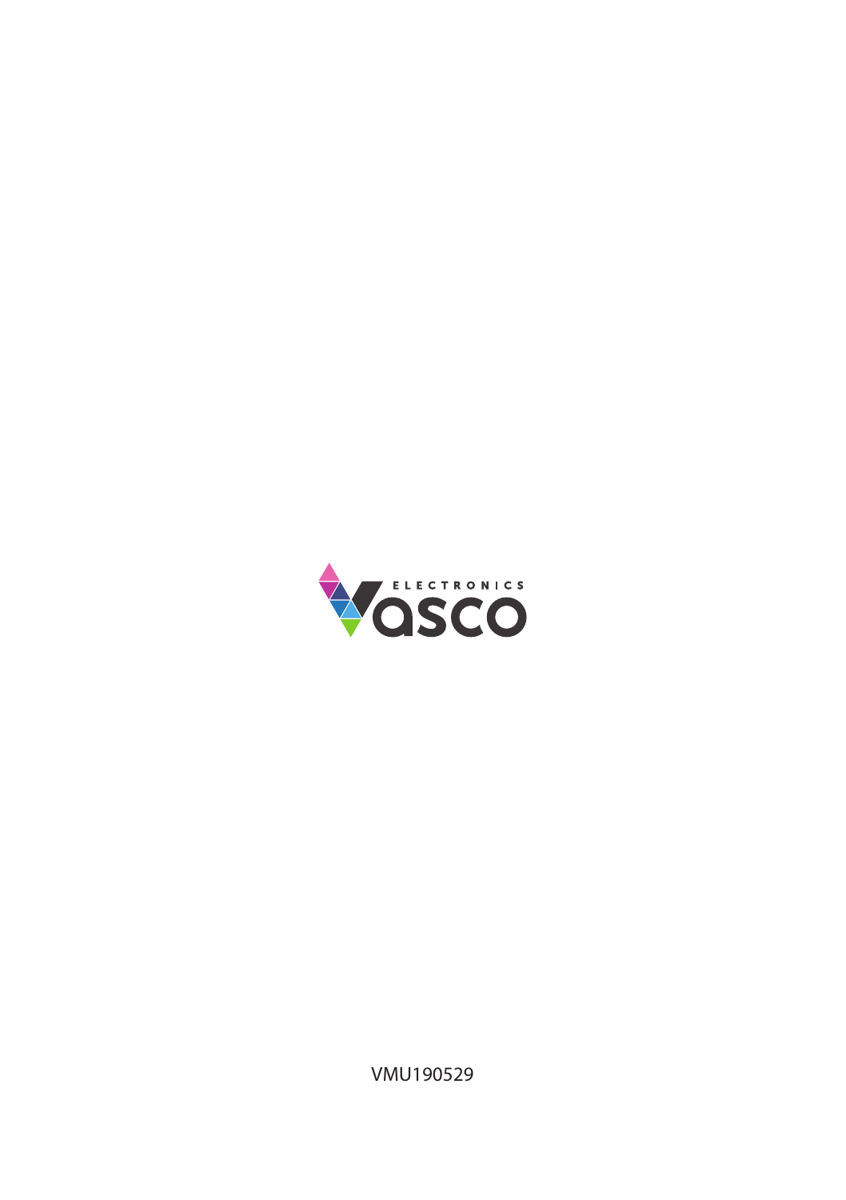Vasco ELECTRONICS

VMU190529